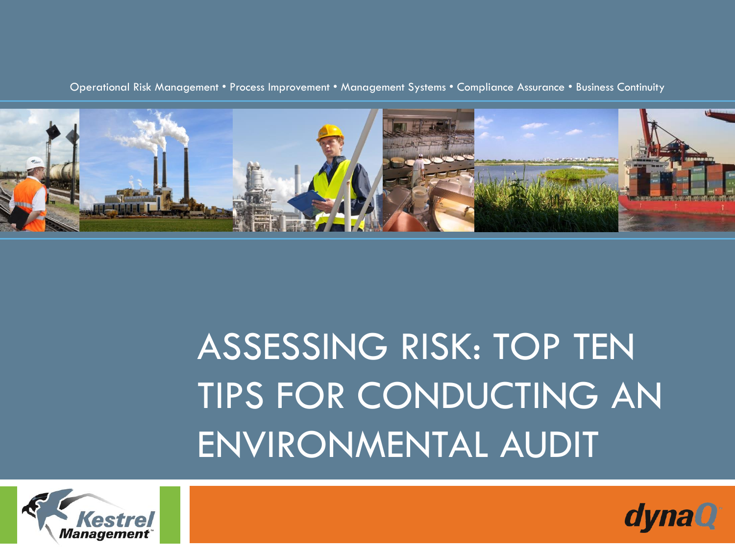Operational Risk Management • Process Improvement • Management Systems • Compliance Assurance • Business Continuity

# ASSESSING RISK: TOP TEN TIPS FOR CONDUCTING AN ENVIRONMENTAL AUDIT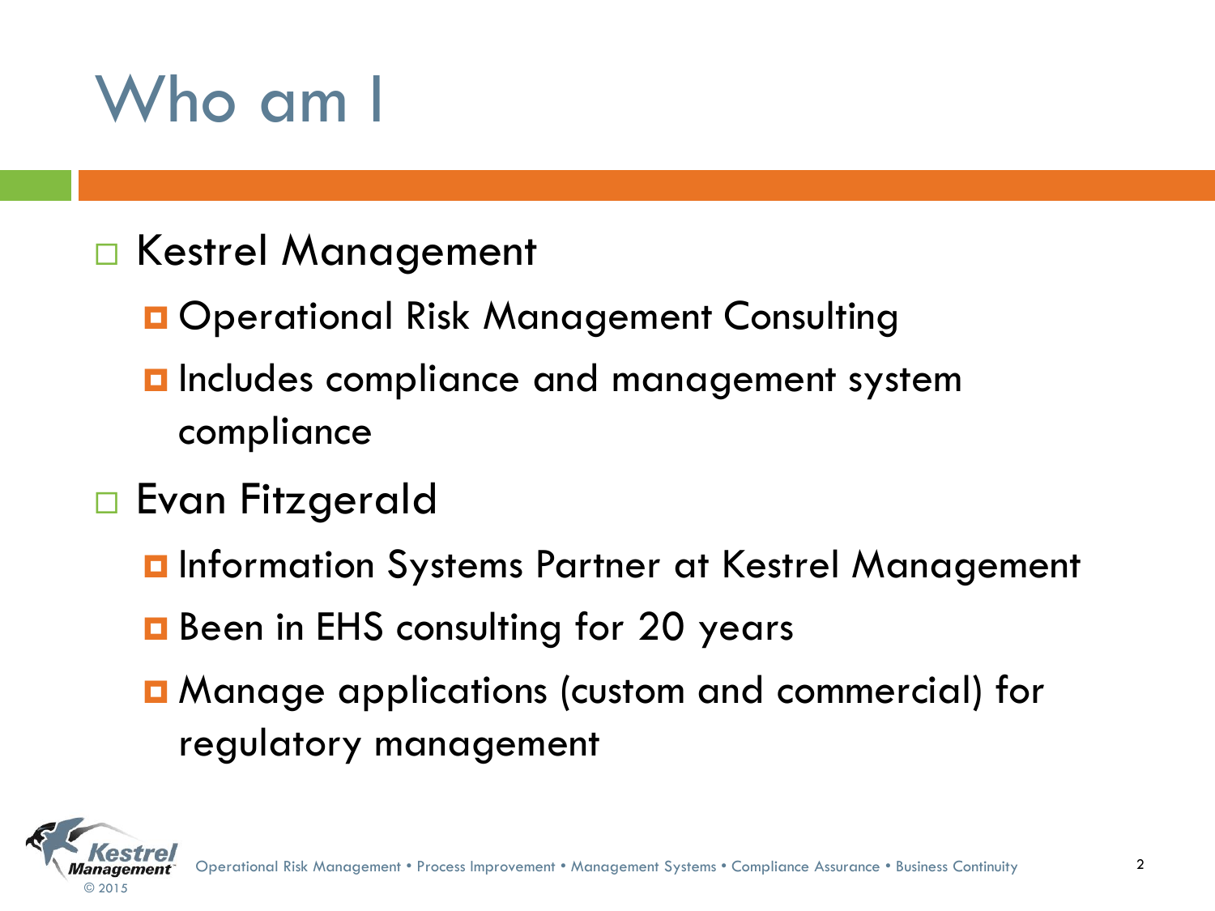# Who am I

- Kestrel Management
  - Operational Risk Management Consulting
  - Includes compliance and management system compliance
- Evan Fitzgerald
  - Information Systems Partner at Kestrel Management
  - Been in EHS consulting for 20 years
  - Manage applications (custom and commercial) for regulatory management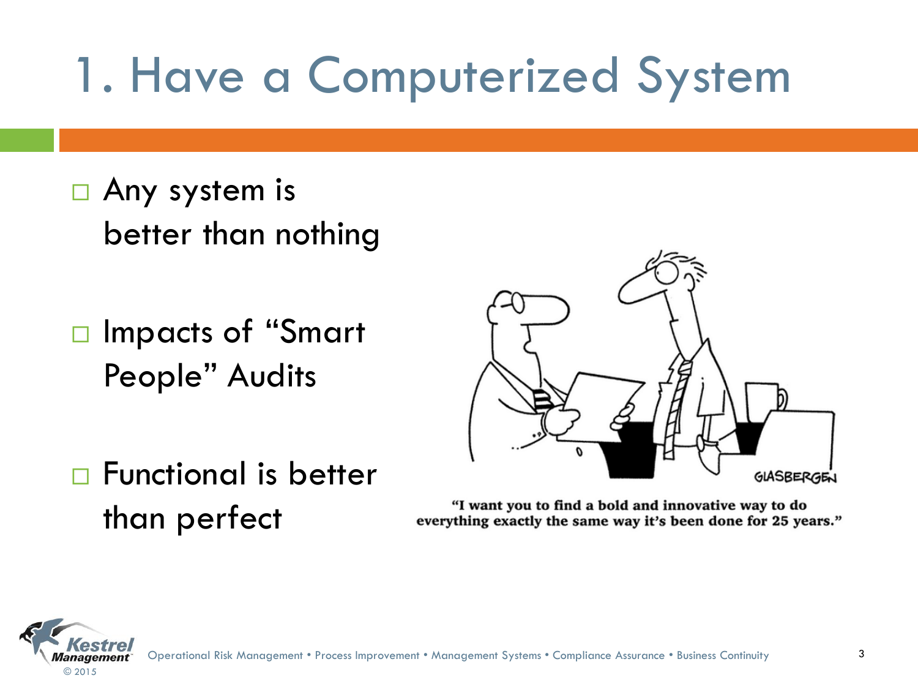# 1. Have a Computerized System

- Any system is better than nothing
- Impacts of "Smart People" Audits
- Functional is better than perfect

"I want you to find a bold and innovative way to do everything exactly the same way it's been done for 25 years."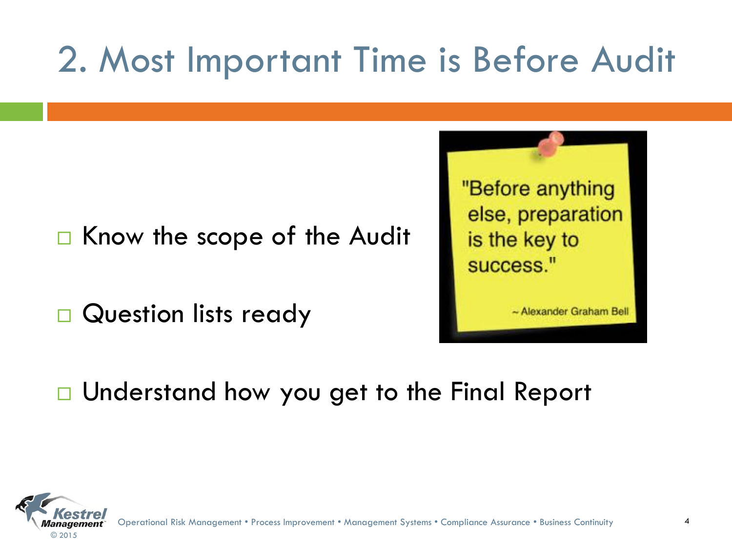# 2. Most Important Time is Before Audit

- Know the scope of the Audit
- Question lists ready

"Before anything else, preparation is the key to success."

~ Alexander Graham Bell

- Understand how you get to the Final Report

Operational Risk Management • Process Improvement • Management Systems • Compliance Assurance • Business Continuity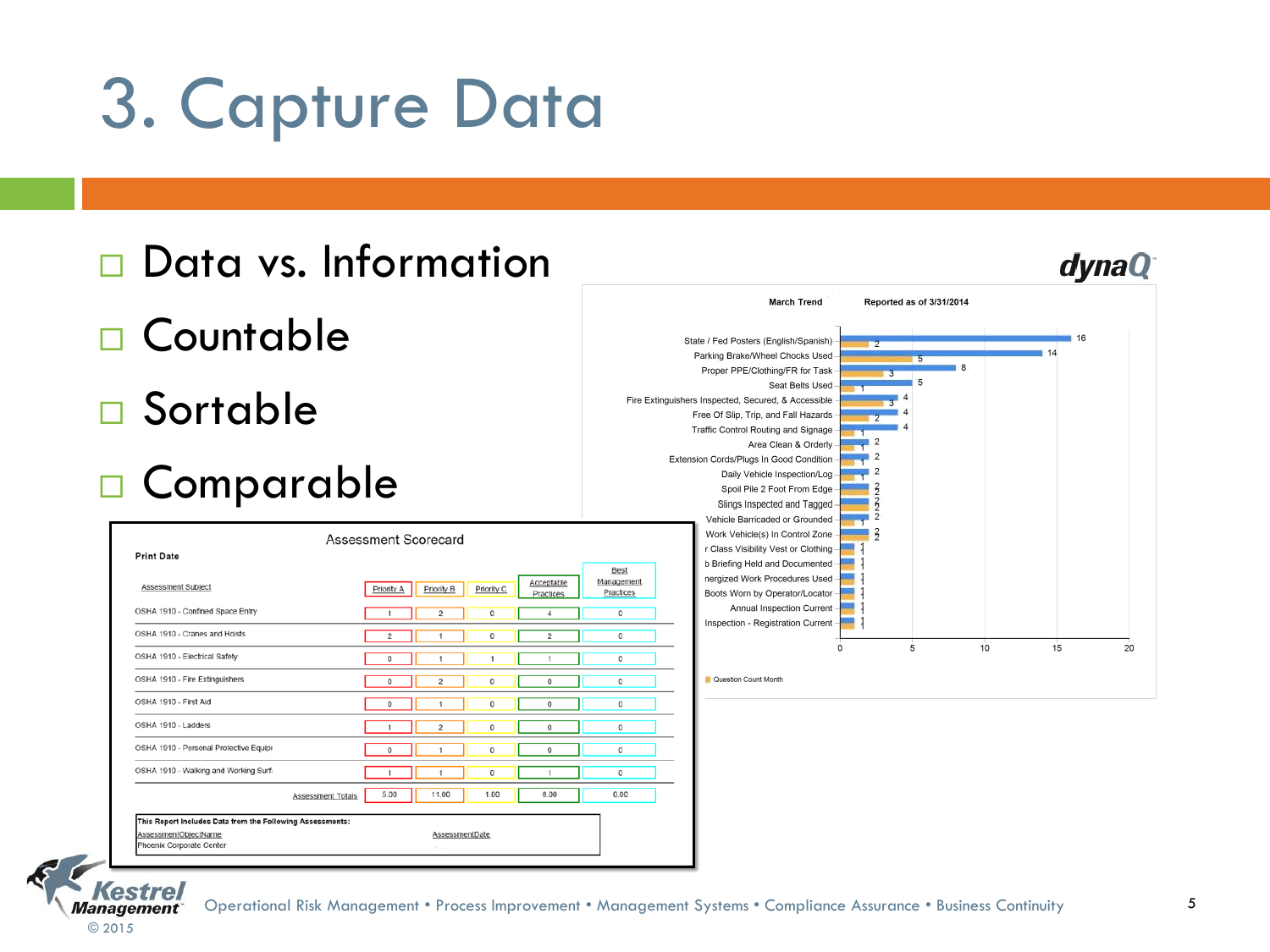# 3. Capture Data

- Data vs. Information
- Countable
- Sortable
- Comparable

**Assessment Scorecard**

Print Date

| Assessment Subject | Priority A | Priority B | Priority C | Acceptable Practices | Best Management Practices |
|---|---|---|---|---|---|
| OSHA 1910 - Confined Space Entry | 1 | 2 | 0 | 4 | 0 |
| OSHA 1910 - Cranes and Hoists | 2 | 1 | 0 | 2 | 0 |
| OSHA 1910 - Electrical Safety | 0 | 1 | 1 | 1 | 0 |
| OSHA 1910 - Fire Extinguishers | 0 | 2 | 0 | 0 | 0 |
| OSHA 1910 - First Aid | 0 | 1 | 0 | 0 | 0 |
| OSHA 1910 - Ladders | 1 | 2 | 0 | 0 | 0 |
| OSHA 1910 - Personal Protective Equipi | 0 | 1 | 0 | 0 | 0 |
| OSHA 1910 - Walking and Working Surf | 1 | 1 | 0 | 1 | 0 |
| Assessment Totals | 5.00 | 11.00 | 1.00 | 8.00 | 0.00 |

This Report Includes Data from the Following Assessments:

| AssessmentObjectName | AssessmentDate |
|---|---|
| Phoenix Corporate Center | |

dynaQ

March Trend — Reported as of 3/31/2014

| Item | Question Count | Month |
|---|---|---|
| State / Fed Posters (English/Spanish) | 16 | 2 |
| Parking Brake/Wheel Chocks Used | 14 | 5 |
| Proper PPE/Clothing/FR for Task | 8 | 3 |
| Seat Belts Used | 5 | 1 |
| Fire Extinguishers Inspected, Secured, & Accessible | 4 | 3 |
| Free Of Slip, Trip, and Fall Hazards | 4 | 2 |
| Traffic Control Routing and Signage | 4 | 1 |
| Area Clean & Orderly | 2 | 1 |
| Extension Cords/Plugs In Good Condition | 2 | 1 |
| Daily Vehicle Inspection/Log | 2 | 1 |
| Spoil Pile 2 Foot From Edge | 2 | 2 |
| Slings Inspected and Tagged | 2 | 2 |
| Vehicle Barricaded or Grounded | 2 | 1 |
| Work Vehicle(s) In Control Zone | 2 | 2 |
| r Class Visibility Vest or Clothing | 1 | 1 |
| b Briefing Held and Documented | 1 | 1 |
| nergized Work Procedures Used | 1 | 1 |
| Boots Worn by Operator/Locator | 1 | 1 |
| Annual Inspection Current | 1 | 1 |
| Inspection - Registration Current | 1 | 1 |

Operational Risk Management • Process Improvement • Management Systems • Compliance Assurance • Business Continuity

Kestrel Management © 2015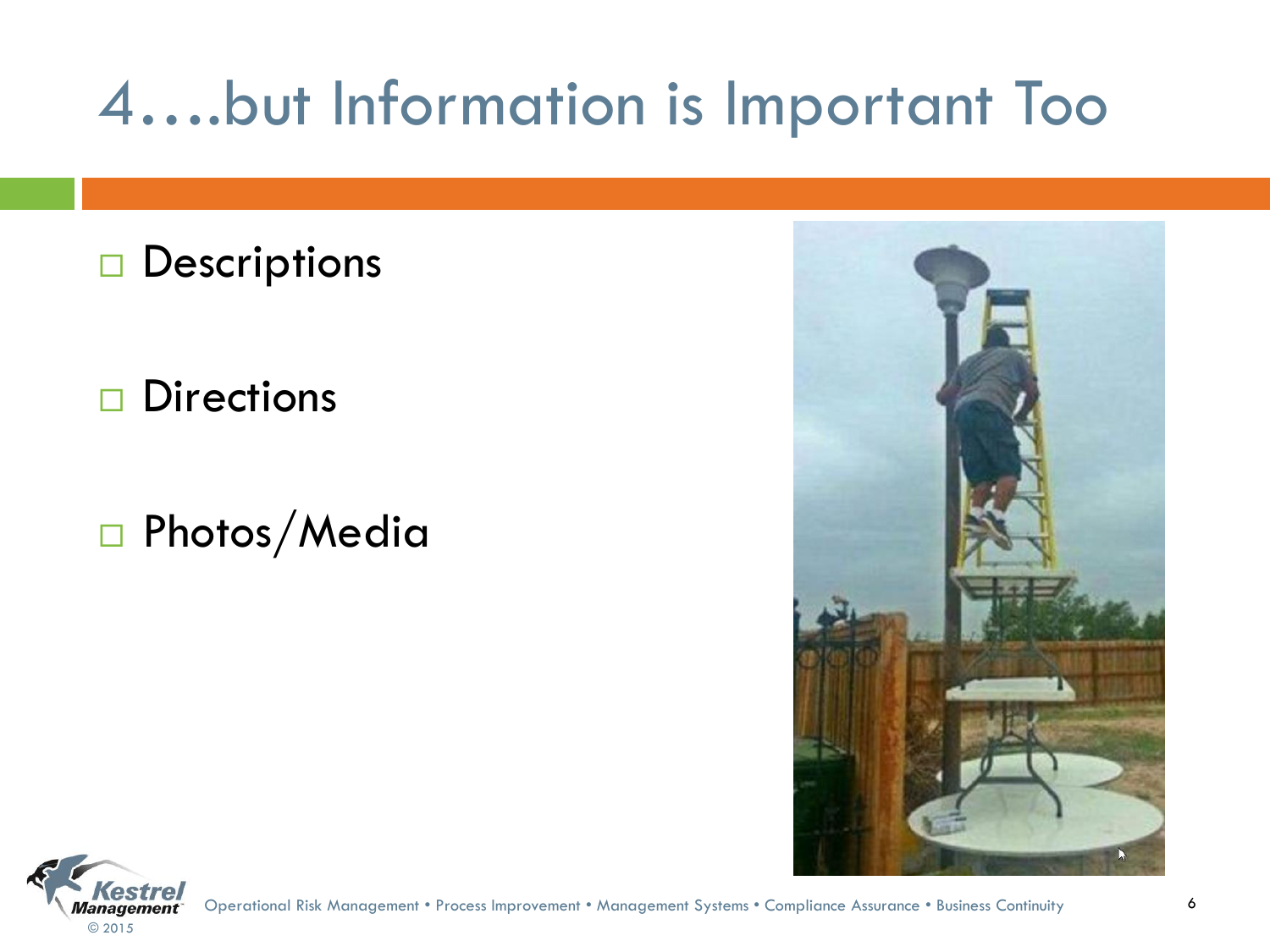# 4….but Information is Important Too

- Descriptions
- Directions
- Photos/Media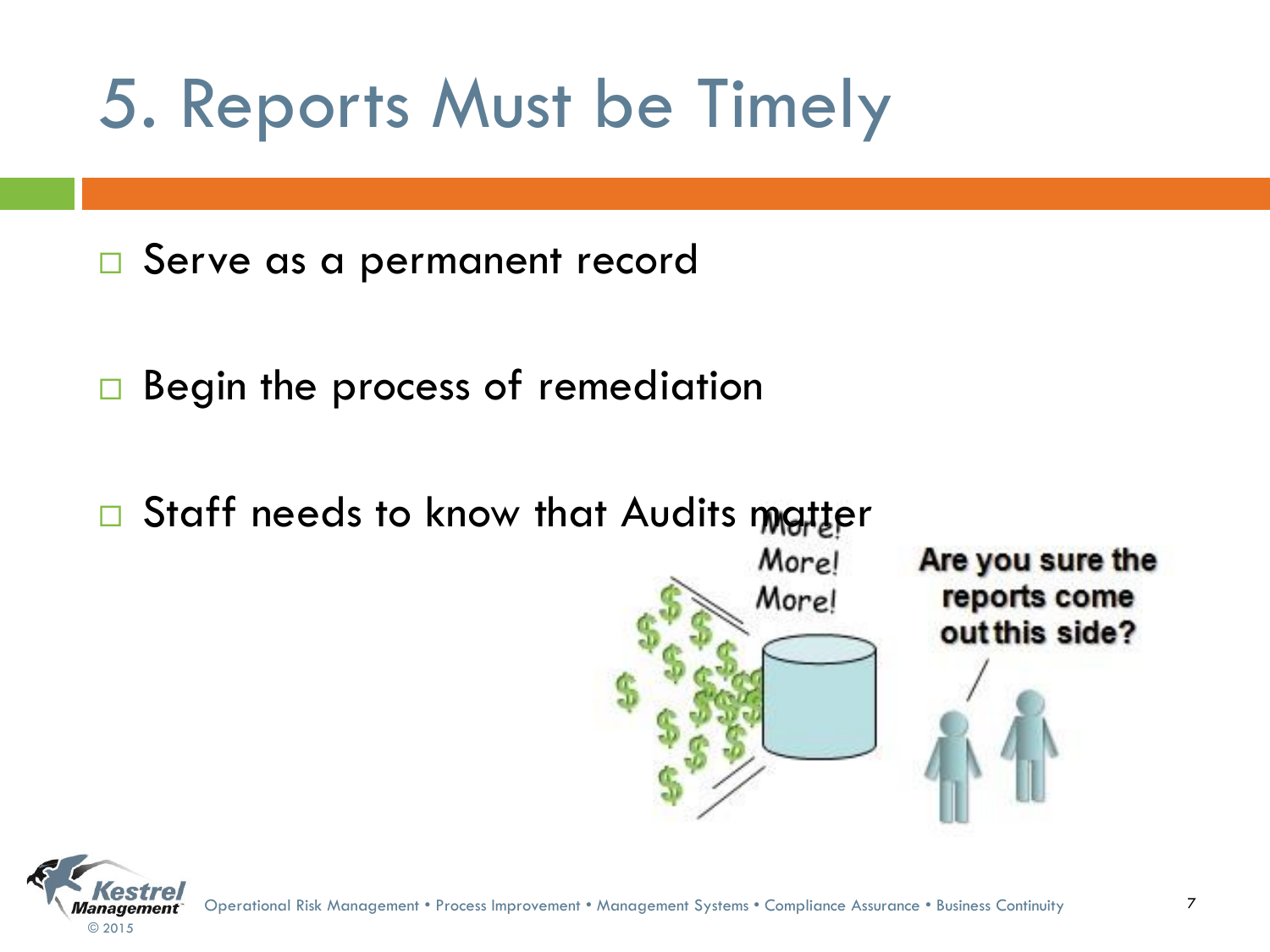# 5. Reports Must be Timely

- Serve as a permanent record
- Begin the process of remediation
- Staff needs to know that Audits matter

More!
More!
More!

Are you sure the reports come out this side?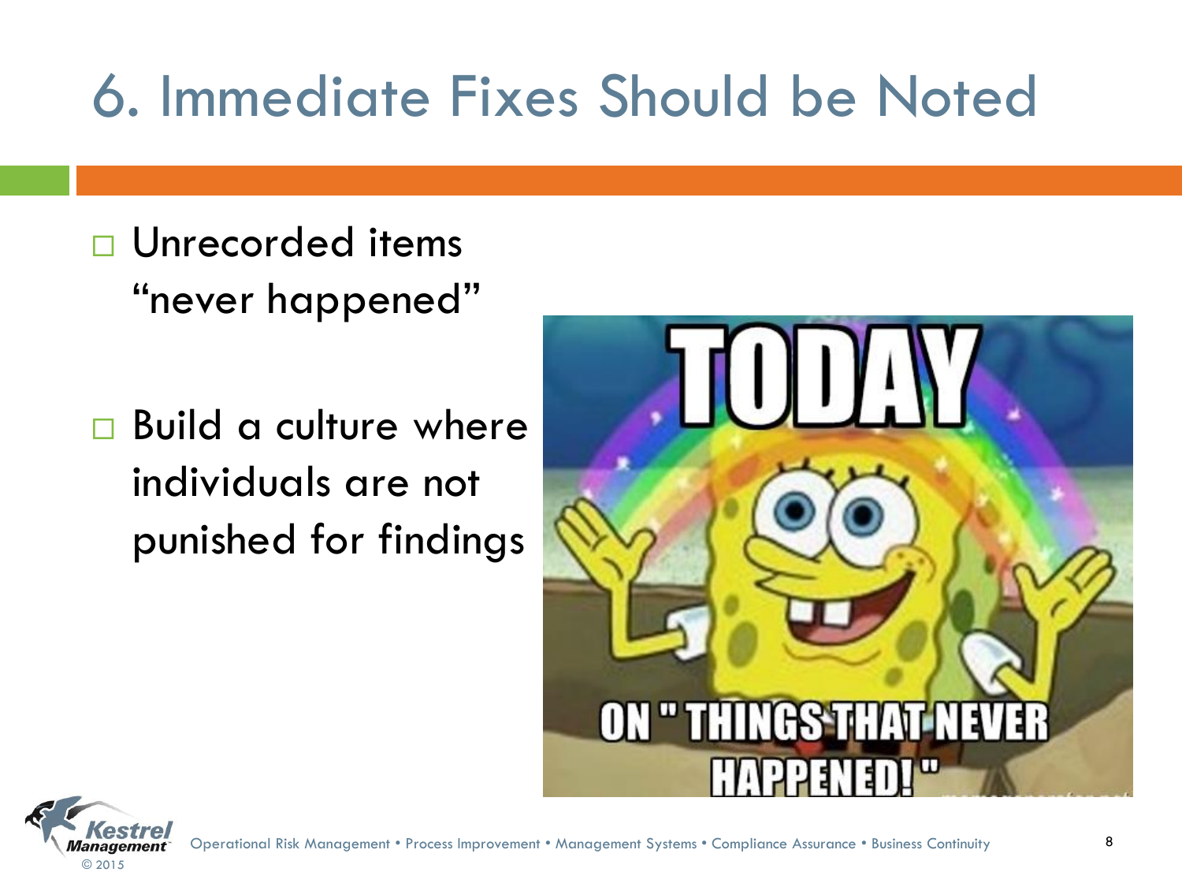# 6. Immediate Fixes Should be Noted

- Unrecorded items "never happened"
- Build a culture where individuals are not punished for findings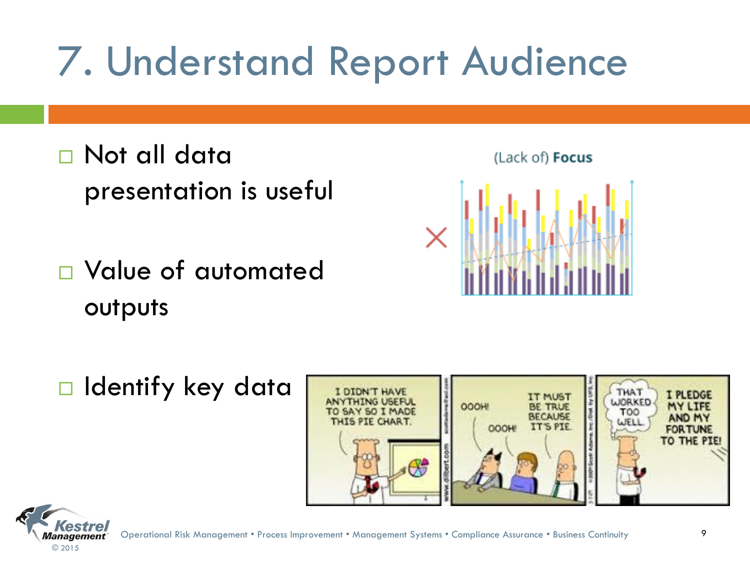# 7. Understand Report Audience

- Not all data presentation is useful
- Value of automated outputs
- Identify key data

(Lack of) **Focus**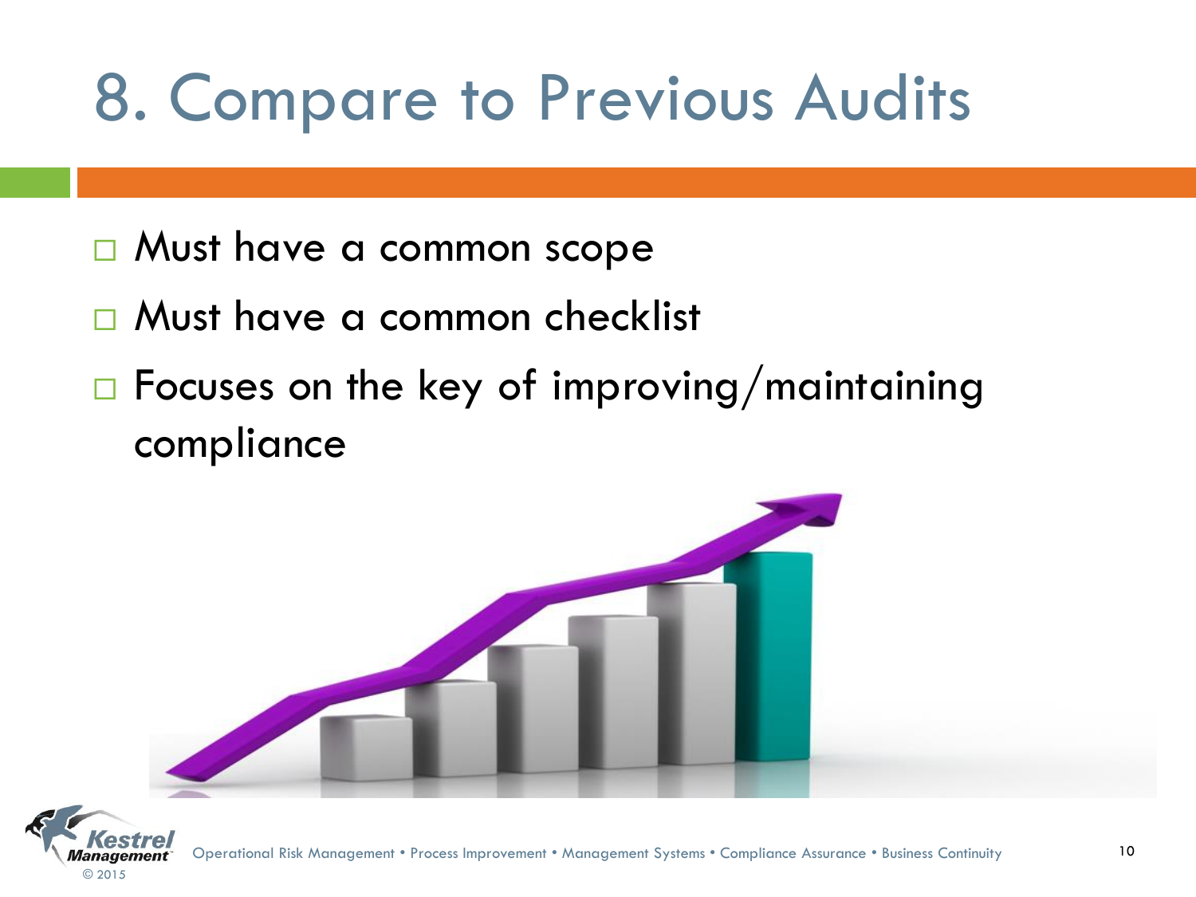# 8. Compare to Previous Audits

- Must have a common scope
- Must have a common checklist
- Focuses on the key of improving/maintaining compliance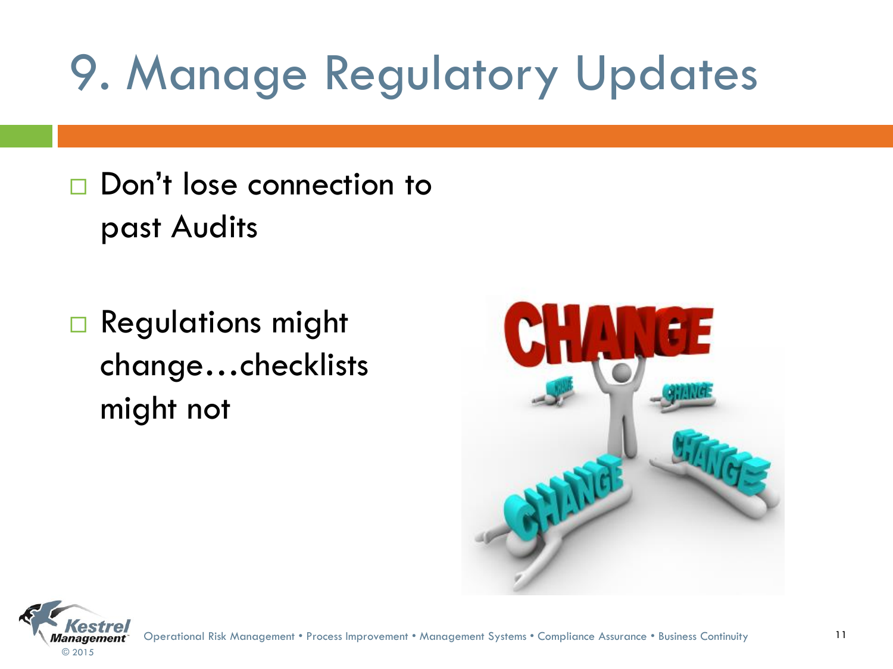# 9. Manage Regulatory Updates

- Don't lose connection to past Audits
- Regulations might change…checklists might not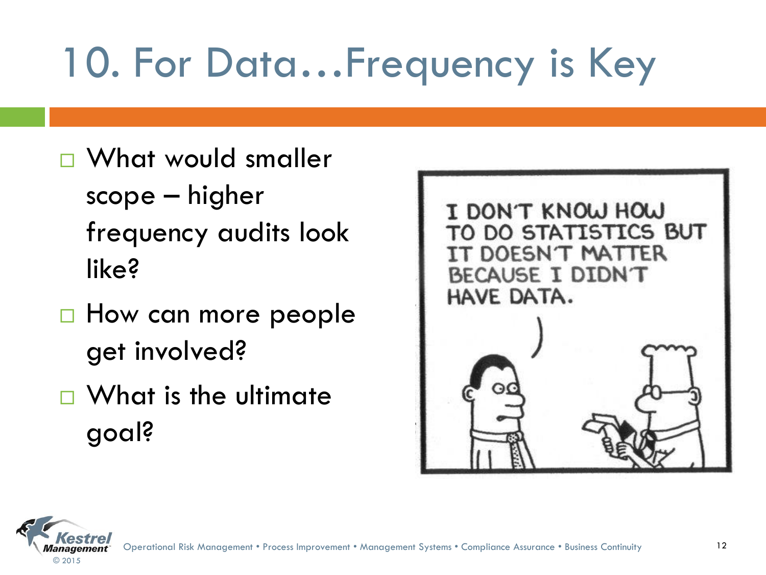# 10. For Data…Frequency is Key

- What would smaller scope – higher frequency audits look like?
- How can more people get involved?
- What is the ultimate goal?

I DON'T KNOW HOW TO DO STATISTICS BUT IT DOESN'T MATTER BECAUSE I DIDN'T HAVE DATA.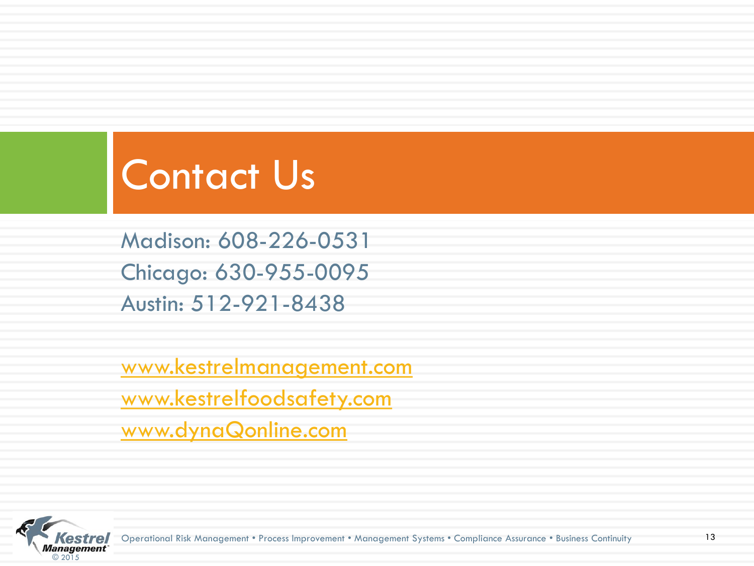# Contact Us

Madison: 608-226-0531
Chicago: 630-955-0095
Austin: 512-921-8438

www.kestrelmanagement.com
www.kestrelfoodsafety.com
www.dynaQonline.com